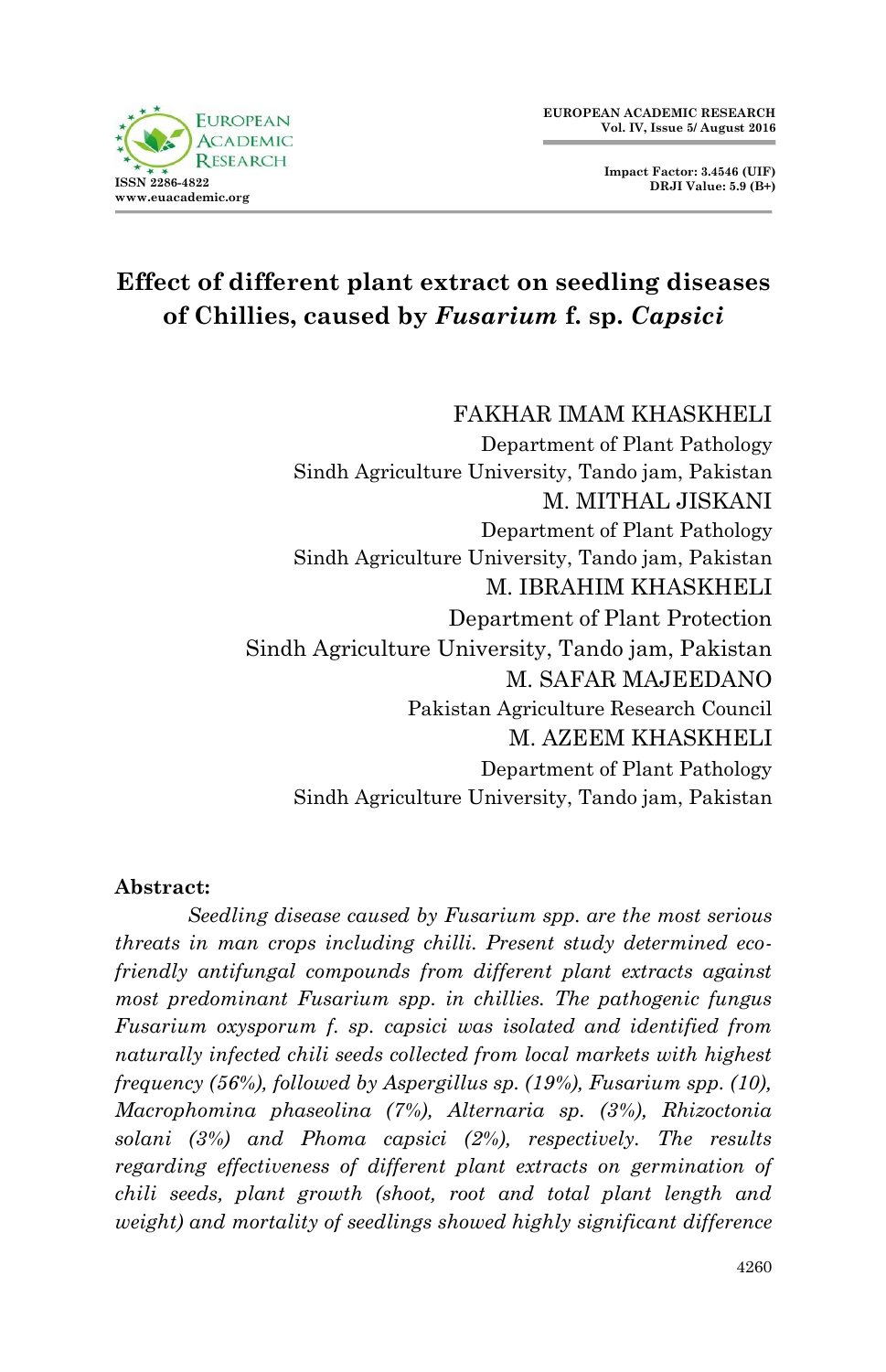# Effect of different plant extract on seedling diseases of Chillies, caused by *Fusarium* f. sp. *Capsici*

FAKHAR IMAM KHASKHELI
Department of Plant Pathology
Sindh Agriculture University, Tando jam, Pakistan

M. MITHAL JISKANI
Department of Plant Pathology
Sindh Agriculture University, Tando jam, Pakistan

M. IBRAHIM KHASKHELI
Department of Plant Protection
Sindh Agriculture University, Tando jam, Pakistan

M. SAFAR MAJEEDANO
Pakistan Agriculture Research Council

M. AZEEM KHASKHELI
Department of Plant Pathology
Sindh Agriculture University, Tando jam, Pakistan

**Abstract:**

*Seedling disease caused by Fusarium spp. are the most serious threats in man crops including chilli. Present study determined eco-friendly antifungal compounds from different plant extracts against most predominant Fusarium spp. in chillies. The pathogenic fungus Fusarium oxysporum f. sp. capsici was isolated and identified from naturally infected chili seeds collected from local markets with highest frequency (56%), followed by Aspergillus sp. (19%), Fusarium spp. (10), Macrophomina phaseolina (7%), Alternaria sp. (3%), Rhizoctonia solani (3%) and Phoma capsici (2%), respectively. The results regarding effectiveness of different plant extracts on germination of chili seeds, plant growth (shoot, root and total plant length and weight) and mortality of seedlings showed highly significant difference*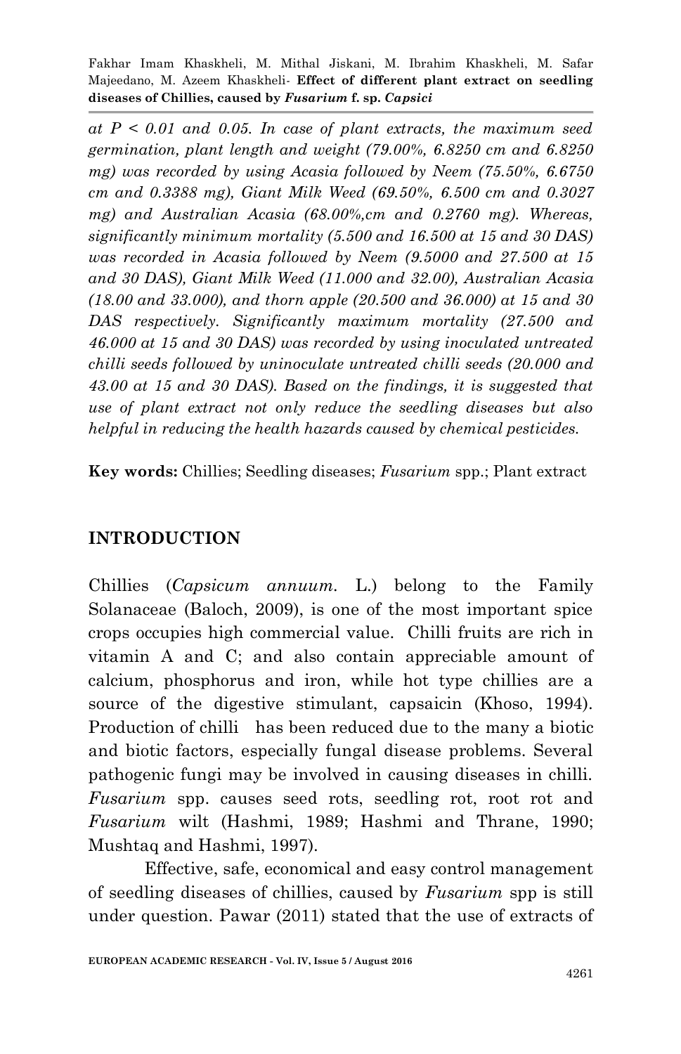*at $P < 0.01$ and 0.05. In case of plant extracts, the maximum seed germination, plant length and weight (79.00%, 6.8250 cm and 6.8250 mg) was recorded by using Acasia followed by Neem (75.50%, 6.6750 cm and 0.3388 mg), Giant Milk Weed (69.50%, 6.500 cm and 0.3027 mg) and Australian Acasia (68.00%,cm and 0.2760 mg). Whereas, significantly minimum mortality (5.500 and 16.500 at 15 and 30 DAS) was recorded in Acasia followed by Neem (9.5000 and 27.500 at 15 and 30 DAS), Giant Milk Weed (11.000 and 32.00), Australian Acasia (18.00 and 33.000), and thorn apple (20.500 and 36.000) at 15 and 30 DAS respectively. Significantly maximum mortality (27.500 and 46.000 at 15 and 30 DAS) was recorded by using inoculated untreated chilli seeds followed by uninoculate untreated chilli seeds (20.000 and 43.00 at 15 and 30 DAS). Based on the findings, it is suggested that use of plant extract not only reduce the seedling diseases but also helpful in reducing the health hazards caused by chemical pesticides.*

**Key words:** Chillies; Seedling diseases; *Fusarium* spp.; Plant extract

## INTRODUCTION

Chillies (*Capsicum annuum.* L.) belong to the Family Solanaceae (Baloch, 2009), is one of the most important spice crops occupies high commercial value. Chilli fruits are rich in vitamin A and C; and also contain appreciable amount of calcium, phosphorus and iron, while hot type chillies are a source of the digestive stimulant, capsaicin (Khoso, 1994). Production of chilli has been reduced due to the many a biotic and biotic factors, especially fungal disease problems. Several pathogenic fungi may be involved in causing diseases in chilli. *Fusarium* spp. causes seed rots, seedling rot, root rot and *Fusarium* wilt (Hashmi, 1989; Hashmi and Thrane, 1990; Mushtaq and Hashmi, 1997).

Effective, safe, economical and easy control management of seedling diseases of chillies, caused by *Fusarium* spp is still under question. Pawar (2011) stated that the use of extracts of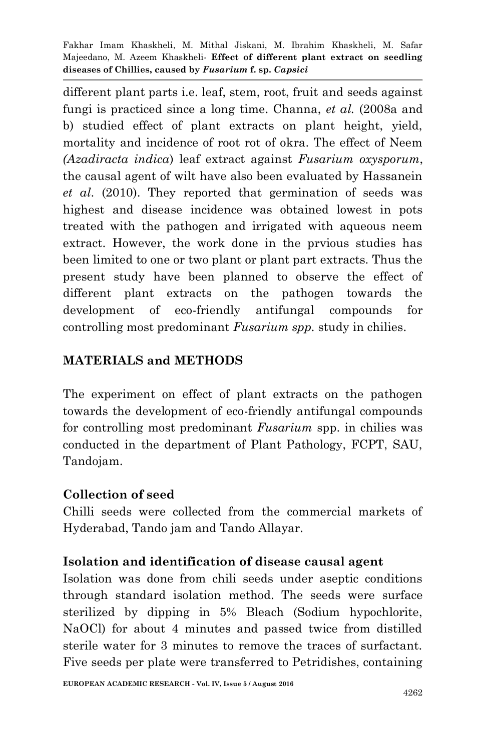different plant parts i.e. leaf, stem, root, fruit and seeds against fungi is practiced since a long time. Channa, *et al.* (2008a and b) studied effect of plant extracts on plant height, yield, mortality and incidence of root rot of okra. The effect of Neem *(Azadiracta indica*) leaf extract against *Fusarium oxysporum*, the causal agent of wilt have also been evaluated by Hassanein *et al*. (2010). They reported that germination of seeds was highest and disease incidence was obtained lowest in pots treated with the pathogen and irrigated with aqueous neem extract. However, the work done in the prvious studies has been limited to one or two plant or plant part extracts. Thus the present study have been planned to observe the effect of different plant extracts on the pathogen towards the development of eco-friendly antifungal compounds for controlling most predominant *Fusarium spp.* study in chilies.

## MATERIALS and METHODS

The experiment on effect of plant extracts on the pathogen towards the development of eco-friendly antifungal compounds for controlling most predominant *Fusarium* spp. in chilies was conducted in the department of Plant Pathology, FCPT, SAU, Tandojam.

### Collection of seed

Chilli seeds were collected from the commercial markets of Hyderabad, Tando jam and Tando Allayar.

### Isolation and identification of disease causal agent

Isolation was done from chili seeds under aseptic conditions through standard isolation method. The seeds were surface sterilized by dipping in 5% Bleach (Sodium hypochlorite, NaOCl) for about 4 minutes and passed twice from distilled sterile water for 3 minutes to remove the traces of surfactant. Five seeds per plate were transferred to Petridishes, containing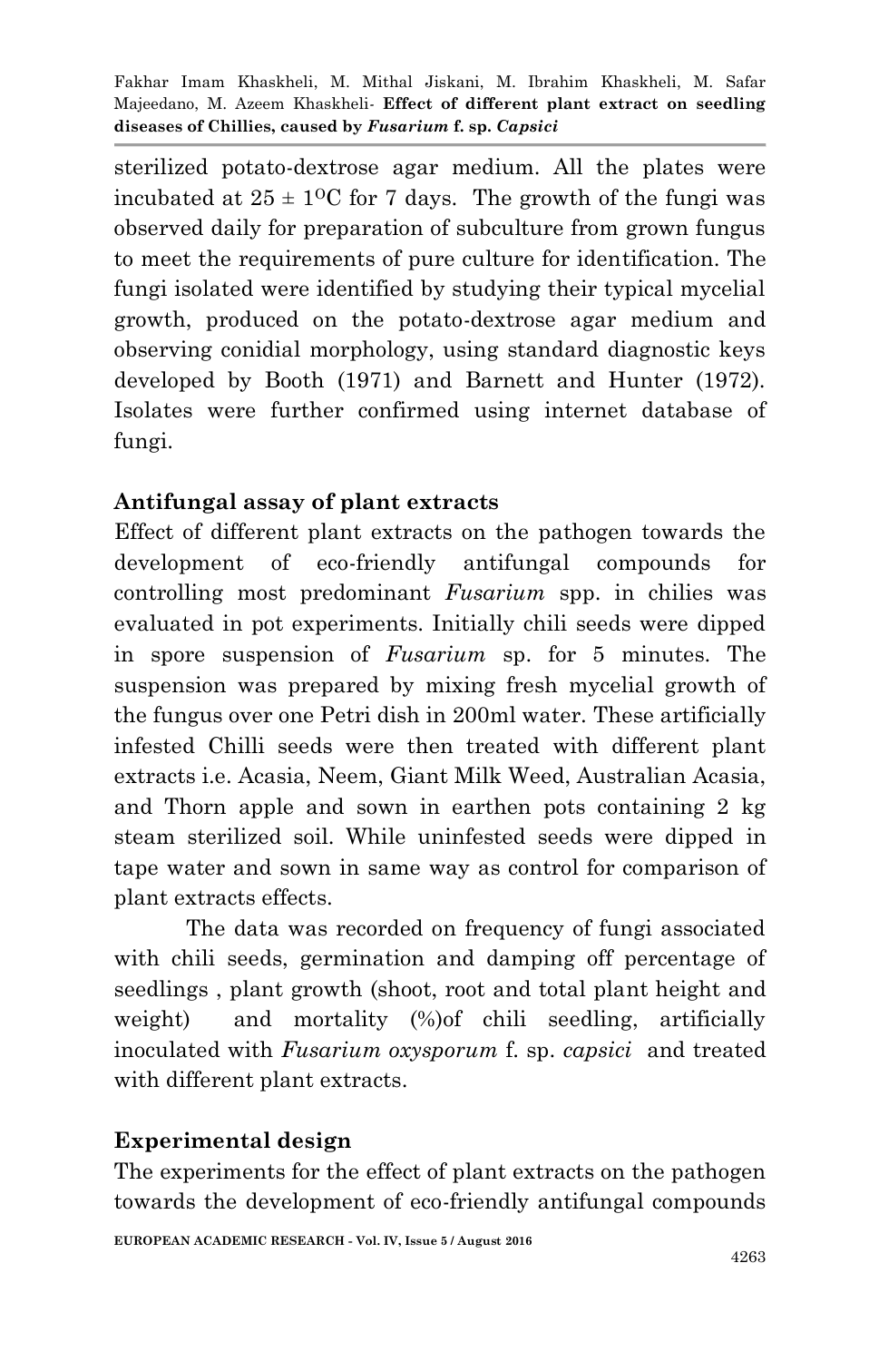sterilized potato-dextrose agar medium. All the plates were incubated at $25 \pm 1^{O}C$ for 7 days. The growth of the fungi was observed daily for preparation of subculture from grown fungus to meet the requirements of pure culture for identification. The fungi isolated were identified by studying their typical mycelial growth, produced on the potato-dextrose agar medium and observing conidial morphology, using standard diagnostic keys developed by Booth (1971) and Barnett and Hunter (1972). Isolates were further confirmed using internet database of fungi.

## Antifungal assay of plant extracts

Effect of different plant extracts on the pathogen towards the development of eco-friendly antifungal compounds for controlling most predominant *Fusarium* spp. in chilies was evaluated in pot experiments. Initially chili seeds were dipped in spore suspension of *Fusarium* sp. for 5 minutes. The suspension was prepared by mixing fresh mycelial growth of the fungus over one Petri dish in 200ml water. These artificially infested Chilli seeds were then treated with different plant extracts i.e. Acasia, Neem, Giant Milk Weed, Australian Acasia, and Thorn apple and sown in earthen pots containing 2 kg steam sterilized soil. While uninfested seeds were dipped in tape water and sown in same way as control for comparison of plant extracts effects.

The data was recorded on frequency of fungi associated with chili seeds, germination and damping off percentage of seedlings , plant growth (shoot, root and total plant height and weight) and mortality (%)of chili seedling, artificially inoculated with *Fusarium oxysporum* f. sp. *capsici* and treated with different plant extracts.

## Experimental design

The experiments for the effect of plant extracts on the pathogen towards the development of eco-friendly antifungal compounds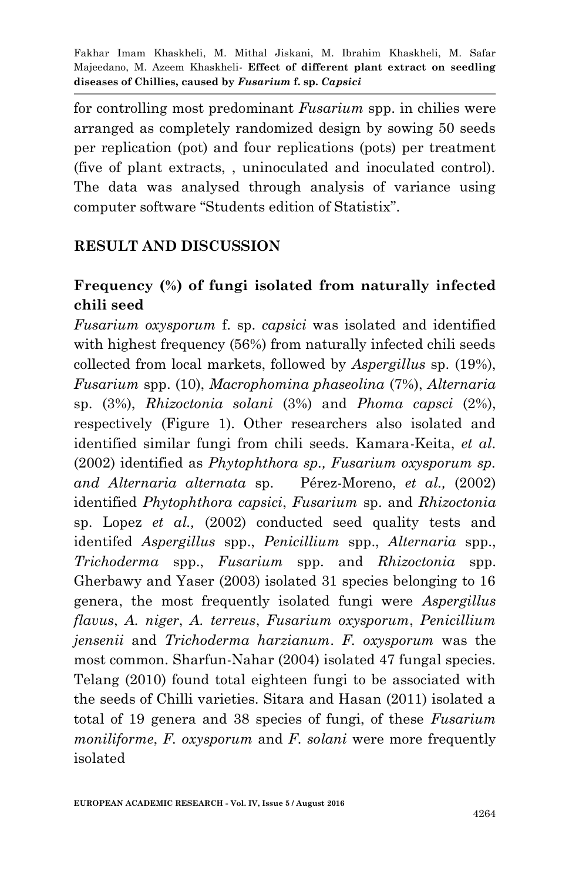for controlling most predominant *Fusarium* spp. in chilies were arranged as completely randomized design by sowing 50 seeds per replication (pot) and four replications (pots) per treatment (five of plant extracts, , uninoculated and inoculated control). The data was analysed through analysis of variance using computer software "Students edition of Statistix".

## RESULT AND DISCUSSION

### Frequency (%) of fungi isolated from naturally infected chili seed

*Fusarium oxysporum* f. sp. *capsici* was isolated and identified with highest frequency (56%) from naturally infected chili seeds collected from local markets, followed by *Aspergillus* sp. (19%), *Fusarium* spp. (10), *Macrophomina phaseolina* (7%), *Alternaria* sp. (3%), *Rhizoctonia solani* (3%) and *Phoma capsci* (2%), respectively (Figure 1). Other researchers also isolated and identified similar fungi from chili seeds. Kamara-Keita, *et al*. (2002) identified as *Phytophthora sp., Fusarium oxysporum sp. and Alternaria alternata* sp. Pérez-Moreno, *et al.,* (2002) identified *Phytophthora capsici*, *Fusarium* sp. and *Rhizoctonia* sp. Lopez *et al.,* (2002) conducted seed quality tests and identifed *Aspergillus* spp., *Penicillium* spp., *Alternaria* spp., *Trichoderma* spp., *Fusarium* spp. and *Rhizoctonia* spp. Gherbawy and Yaser (2003) isolated 31 species belonging to 16 genera, the most frequently isolated fungi were *Aspergillus flavus*, *A. niger*, *A. terreus*, *Fusarium oxysporum*, *Penicillium jensenii* and *Trichoderma harzianum*. *F. oxysporum* was the most common. Sharfun-Nahar (2004) isolated 47 fungal species. Telang (2010) found total eighteen fungi to be associated with the seeds of Chilli varieties. Sitara and Hasan (2011) isolated a total of 19 genera and 38 species of fungi, of these *Fusarium moniliforme*, *F. oxysporum* and *F. solani* were more frequently isolated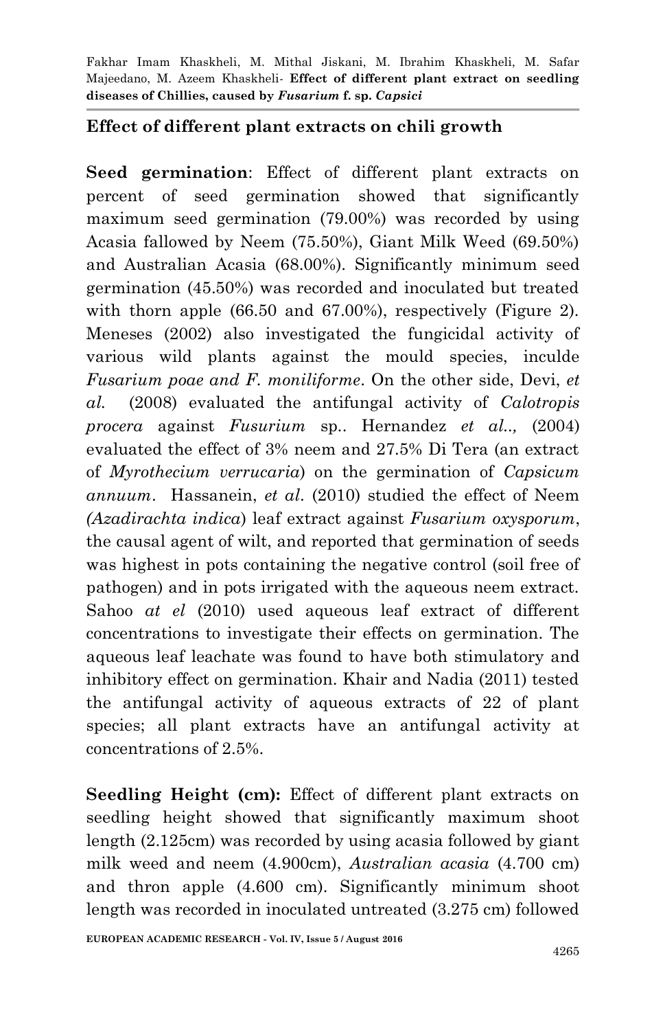## Effect of different plant extracts on chili growth

**Seed germination**: Effect of different plant extracts on percent of seed germination showed that significantly maximum seed germination (79.00%) was recorded by using Acasia fallowed by Neem (75.50%), Giant Milk Weed (69.50%) and Australian Acasia (68.00%). Significantly minimum seed germination (45.50%) was recorded and inoculated but treated with thorn apple (66.50 and 67.00%), respectively (Figure 2). Meneses (2002) also investigated the fungicidal activity of various wild plants against the mould species, inculde *Fusarium poae and F. moniliforme*. On the other side, Devi, *et al.* (2008) evaluated the antifungal activity of *Calotropis procera* against *Fusurium* sp.. Hernandez *et al..,* (2004) evaluated the effect of 3% neem and 27.5% Di Tera (an extract of *Myrothecium verrucaria*) on the germination of *Capsicum annuum*. Hassanein, *et al*. (2010) studied the effect of Neem *(Azadirachta indica*) leaf extract against *Fusarium oxysporum*, the causal agent of wilt, and reported that germination of seeds was highest in pots containing the negative control (soil free of pathogen) and in pots irrigated with the aqueous neem extract. Sahoo *at el* (2010) used aqueous leaf extract of different concentrations to investigate their effects on germination. The aqueous leaf leachate was found to have both stimulatory and inhibitory effect on germination. Khair and Nadia (2011) tested the antifungal activity of aqueous extracts of 22 of plant species; all plant extracts have an antifungal activity at concentrations of 2.5%.

**Seedling Height (cm):** Effect of different plant extracts on seedling height showed that significantly maximum shoot length (2.125cm) was recorded by using acasia followed by giant milk weed and neem (4.900cm), *Australian acasia* (4.700 cm) and thron apple (4.600 cm). Significantly minimum shoot length was recorded in inoculated untreated (3.275 cm) followed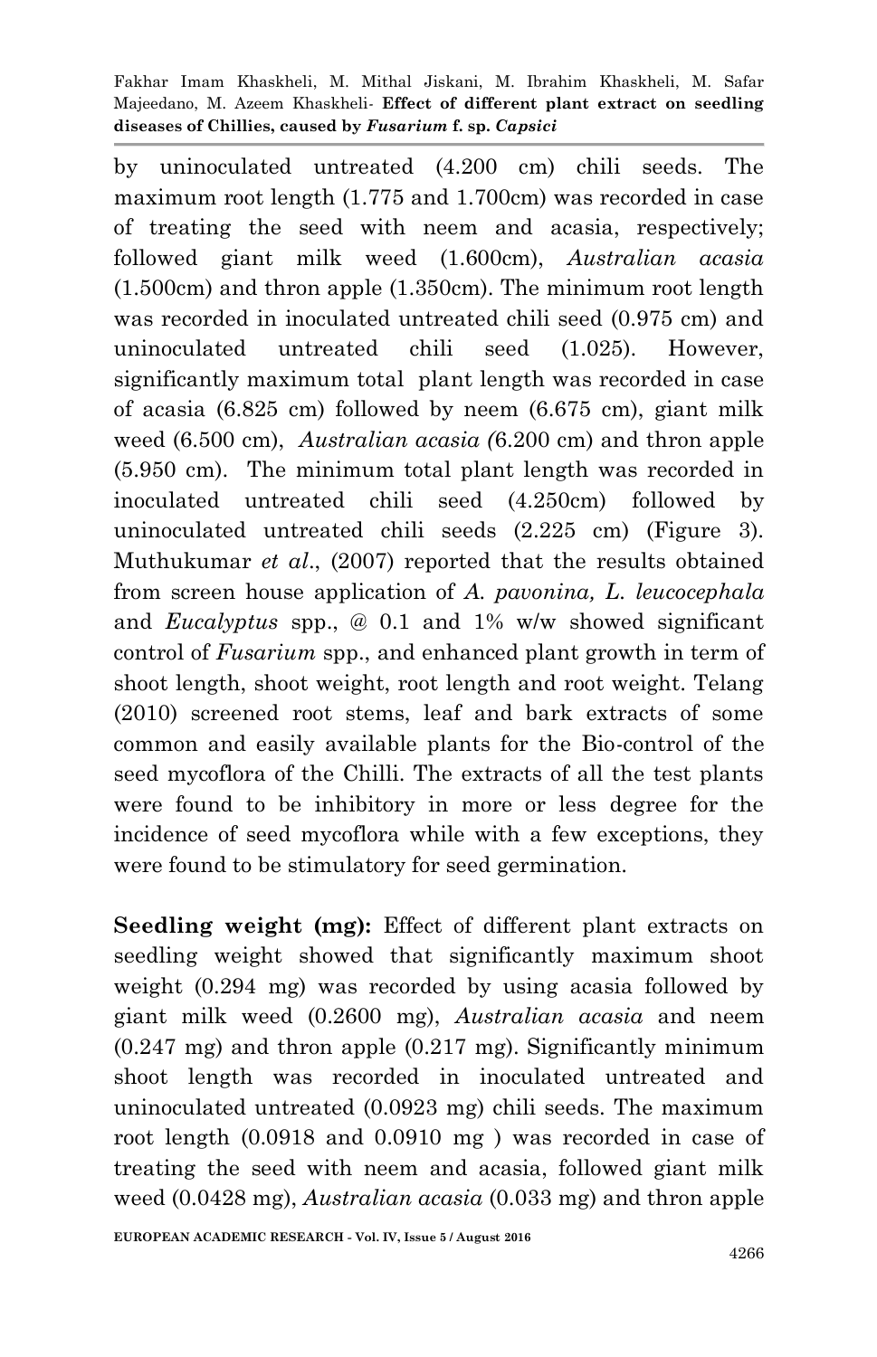by uninoculated untreated (4.200 cm) chili seeds. The maximum root length (1.775 and 1.700cm) was recorded in case of treating the seed with neem and acasia, respectively; followed giant milk weed (1.600cm), *Australian acasia* (1.500cm) and thron apple (1.350cm). The minimum root length was recorded in inoculated untreated chili seed (0.975 cm) and uninoculated untreated chili seed (1.025). However, significantly maximum total plant length was recorded in case of acasia (6.825 cm) followed by neem (6.675 cm), giant milk weed (6.500 cm), *Australian acasia (*6.200 cm) and thron apple (5.950 cm). The minimum total plant length was recorded in inoculated untreated chili seed (4.250cm) followed by uninoculated untreated chili seeds (2.225 cm) (Figure 3). Muthukumar *et al*., (2007) reported that the results obtained from screen house application of *A. pavonina, L. leucocephala* and *Eucalyptus* spp., @ 0.1 and 1% w/w showed significant control of *Fusarium* spp., and enhanced plant growth in term of shoot length, shoot weight, root length and root weight. Telang (2010) screened root stems, leaf and bark extracts of some common and easily available plants for the Bio-control of the seed mycoflora of the Chilli. The extracts of all the test plants were found to be inhibitory in more or less degree for the incidence of seed mycoflora while with a few exceptions, they were found to be stimulatory for seed germination.

**Seedling weight (mg):** Effect of different plant extracts on seedling weight showed that significantly maximum shoot weight (0.294 mg) was recorded by using acasia followed by giant milk weed (0.2600 mg), *Australian acasia* and neem (0.247 mg) and thron apple (0.217 mg). Significantly minimum shoot length was recorded in inoculated untreated and uninoculated untreated (0.0923 mg) chili seeds. The maximum root length (0.0918 and 0.0910 mg ) was recorded in case of treating the seed with neem and acasia, followed giant milk weed (0.0428 mg), *Australian acasia* (0.033 mg) and thron apple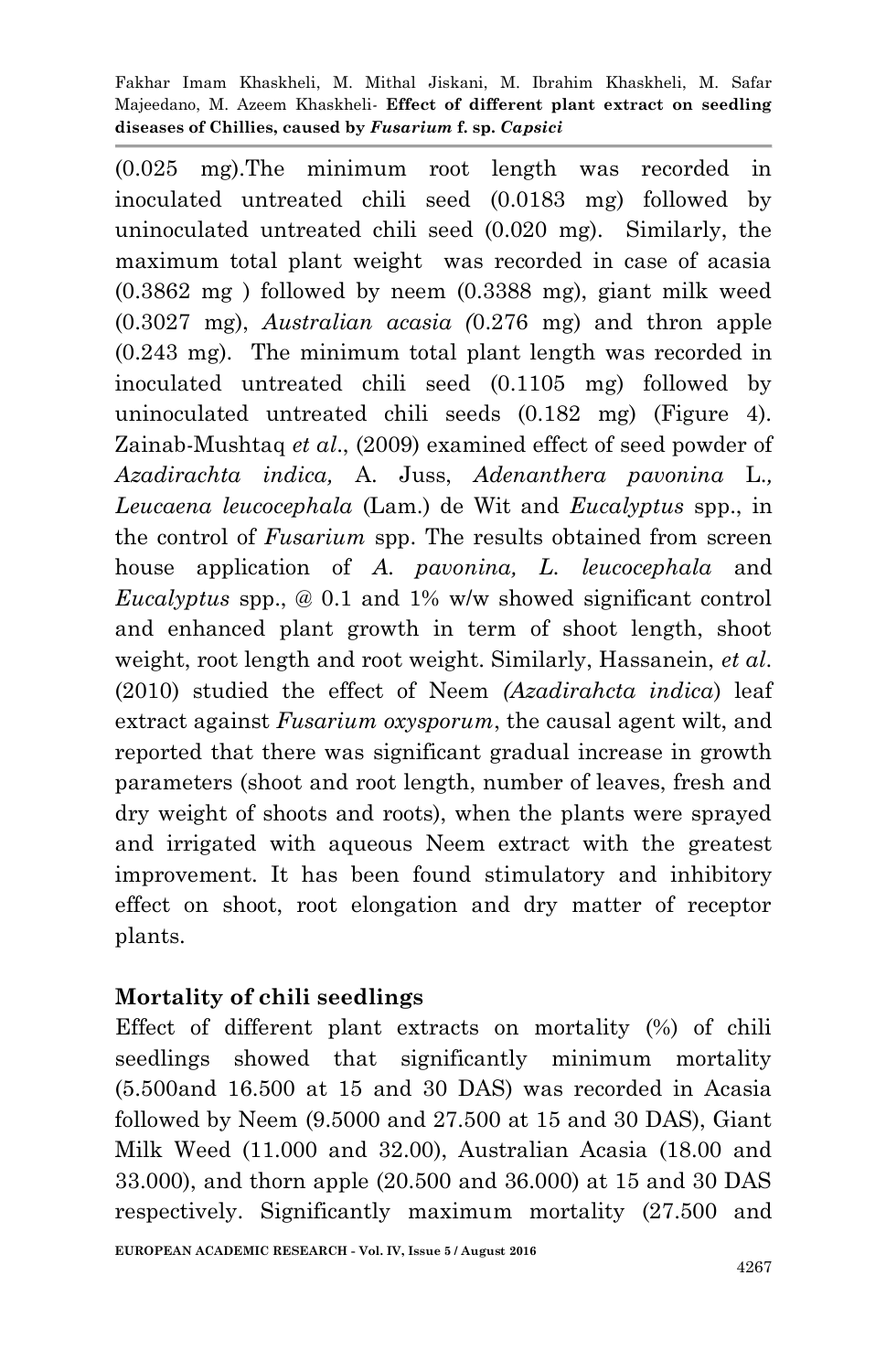(0.025 mg).The minimum root length was recorded in inoculated untreated chili seed (0.0183 mg) followed by uninoculated untreated chili seed (0.020 mg). Similarly, the maximum total plant weight was recorded in case of acasia (0.3862 mg ) followed by neem (0.3388 mg), giant milk weed (0.3027 mg), *Australian acasia (*0.276 mg) and thron apple (0.243 mg). The minimum total plant length was recorded in inoculated untreated chili seed (0.1105 mg) followed by uninoculated untreated chili seeds (0.182 mg) (Figure 4). Zainab-Mushtaq *et al*., (2009) examined effect of seed powder of *Azadirachta indica,* A. Juss, *Adenanthera pavonina* L*., Leucaena leucocephala* (Lam.) de Wit and *Eucalyptus* spp., in the control of *Fusarium* spp. The results obtained from screen house application of *A. pavonina, L. leucocephala* and *Eucalyptus* spp., @ 0.1 and 1% w/w showed significant control and enhanced plant growth in term of shoot length, shoot weight, root length and root weight. Similarly, Hassanein, *et al*. (2010) studied the effect of Neem *(Azadirahcta indica*) leaf extract against *Fusarium oxysporum*, the causal agent wilt, and reported that there was significant gradual increase in growth parameters (shoot and root length, number of leaves, fresh and dry weight of shoots and roots), when the plants were sprayed and irrigated with aqueous Neem extract with the greatest improvement. It has been found stimulatory and inhibitory effect on shoot, root elongation and dry matter of receptor plants.

## Mortality of chili seedlings

Effect of different plant extracts on mortality (%) of chili seedlings showed that significantly minimum mortality (5.500and 16.500 at 15 and 30 DAS) was recorded in Acasia followed by Neem (9.5000 and 27.500 at 15 and 30 DAS), Giant Milk Weed (11.000 and 32.00), Australian Acasia (18.00 and 33.000), and thorn apple (20.500 and 36.000) at 15 and 30 DAS respectively. Significantly maximum mortality (27.500 and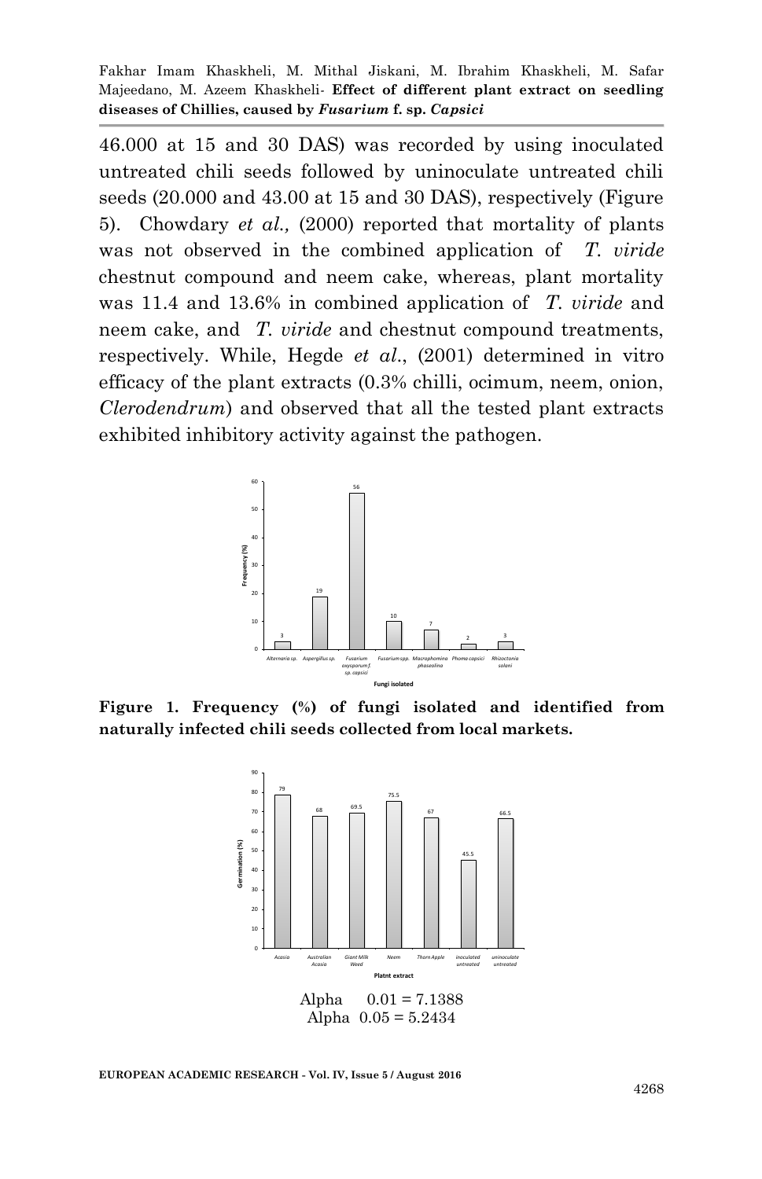46.000 at 15 and 30 DAS) was recorded by using inoculated untreated chili seeds followed by uninoculate untreated chili seeds (20.000 and 43.00 at 15 and 30 DAS), respectively (Figure 5). Chowdary *et al.,* (2000) reported that mortality of plants was not observed in the combined application of *T. viride* chestnut compound and neem cake, whereas, plant mortality was 11.4 and 13.6% in combined application of *T. viride* and neem cake, and *T. viride* and chestnut compound treatments, respectively. While, Hegde *et al*., (2001) determined in vitro efficacy of the plant extracts (0.3% chilli, ocimum, neem, onion, *Clerodendrum*) and observed that all the tested plant extracts exhibited inhibitory activity against the pathogen.

**Figure 1. Frequency (%) of fungi isolated and identified from naturally infected chili seeds collected from local markets.**

Alpha 0.01 = 7.1388
Alpha 0.05 = 5.2434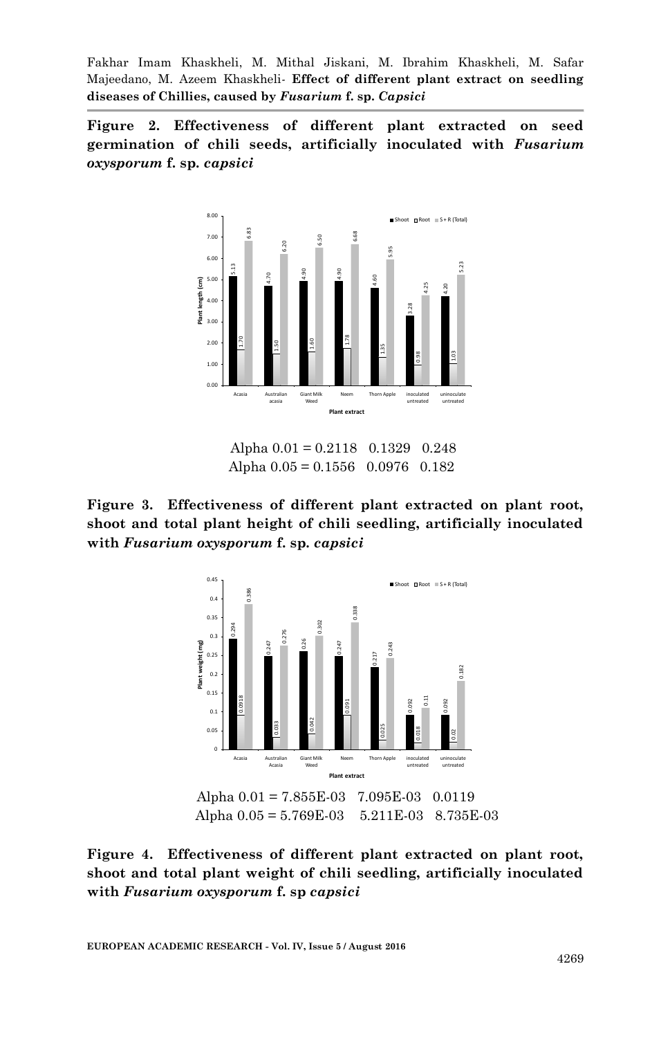**Figure 2. Effectiveness of different plant extracted on seed germination of chili seeds, artificially inoculated with *Fusarium oxysporum* f. sp. *capsici***

Alpha 0.01 = 0.2118   0.1329   0.248
Alpha 0.05 = 0.1556   0.0976   0.182

**Figure 3. Effectiveness of different plant extracted on plant root, shoot and total plant height of chili seedling, artificially inoculated with *Fusarium oxysporum* f. sp. *capsici***

Alpha 0.01 = 7.855E-03   7.095E-03   0.0119
Alpha 0.05 = 5.769E-03   5.211E-03   8.735E-03

**Figure 4. Effectiveness of different plant extracted on plant root, shoot and total plant weight of chili seedling, artificially inoculated with *Fusarium oxysporum* f. sp *capsici***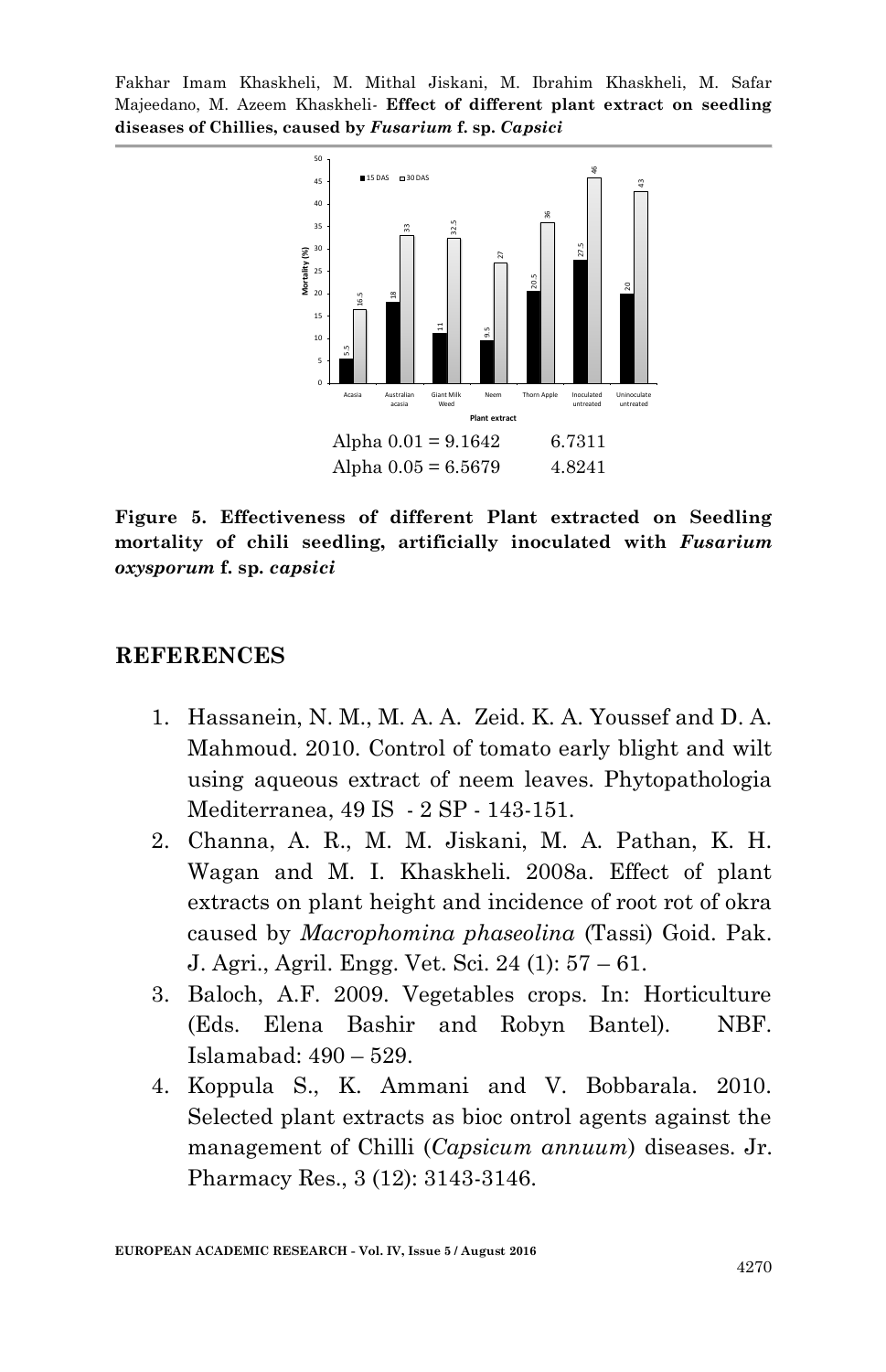Alpha 0.01 = 9.1642 6.7311

Alpha 0.05 = 6.5679 4.8241

**Figure 5. Effectiveness of different Plant extracted on Seedling mortality of chili seedling, artificially inoculated with *Fusarium oxysporum* f. sp. *capsici***

## REFERENCES

1. Hassanein, N. M., M. A. A. Zeid. K. A. Youssef and D. A. Mahmoud. 2010. Control of tomato early blight and wilt using aqueous extract of neem leaves. Phytopathologia Mediterranea, 49 IS - 2 SP - 143-151.
2. Channa, A. R., M. M. Jiskani, M. A. Pathan, K. H. Wagan and M. I. Khaskheli. 2008a. Effect of plant extracts on plant height and incidence of root rot of okra caused by *Macrophomina phaseolina* (Tassi) Goid. Pak. J. Agri., Agril. Engg. Vet. Sci. 24 (1): 57 – 61.
3. Baloch, A.F. 2009. Vegetables crops. In: Horticulture (Eds. Elena Bashir and Robyn Bantel). NBF. Islamabad: 490 – 529.
4. Koppula S., K. Ammani and V. Bobbarala. 2010. Selected plant extracts as bioc ontrol agents against the management of Chilli (*Capsicum annuum*) diseases. Jr. Pharmacy Res., 3 (12): 3143-3146.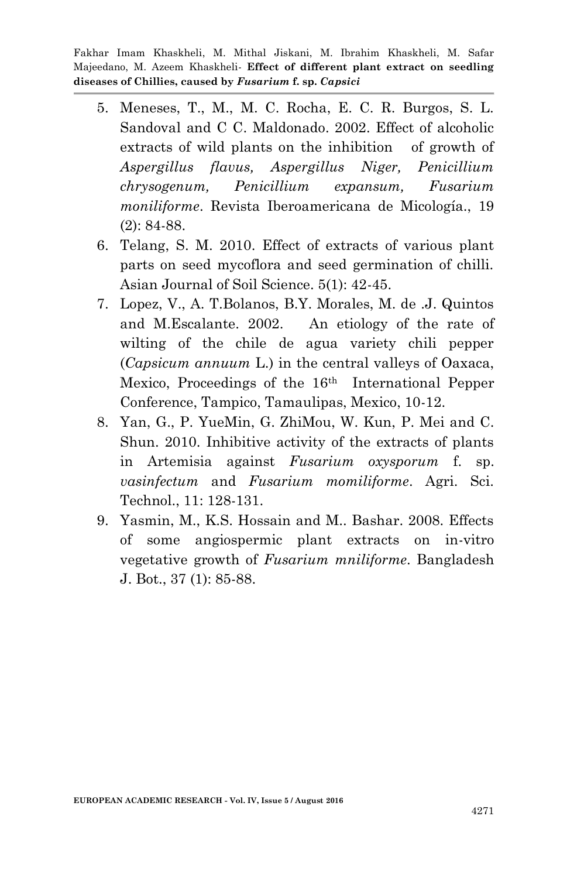5. Meneses, T., M., M. C. Rocha, E. C. R. Burgos, S. L. Sandoval and C C. Maldonado. 2002. Effect of alcoholic extracts of wild plants on the inhibition of growth of *Aspergillus flavus, Aspergillus Niger, Penicillium chrysogenum, Penicillium expansum, Fusarium moniliforme*. Revista Iberoamericana de Micología., 19 (2): 84-88.
6. Telang, S. M. 2010. Effect of extracts of various plant parts on seed mycoflora and seed germination of chilli. Asian Journal of Soil Science. 5(1): 42-45.
7. Lopez, V., A. T.Bolanos, B.Y. Morales, M. de .J. Quintos and M.Escalante. 2002. An etiology of the rate of wilting of the chile de agua variety chili pepper (*Capsicum annuum* L.) in the central valleys of Oaxaca, Mexico, Proceedings of the 16th International Pepper Conference, Tampico, Tamaulipas, Mexico, 10-12.
8. Yan, G., P. YueMin, G. ZhiMou, W. Kun, P. Mei and C. Shun. 2010. Inhibitive activity of the extracts of plants in Artemisia against *Fusarium oxysporum* f. sp. *vasinfectum* and *Fusarium momiliforme*. Agri. Sci. Technol., 11: 128-131.
9. Yasmin, M., K.S. Hossain and M.. Bashar. 2008. Effects of some angiospermic plant extracts on in-vitro vegetative growth of *Fusarium mniliforme*. Bangladesh J. Bot., 37 (1): 85-88.